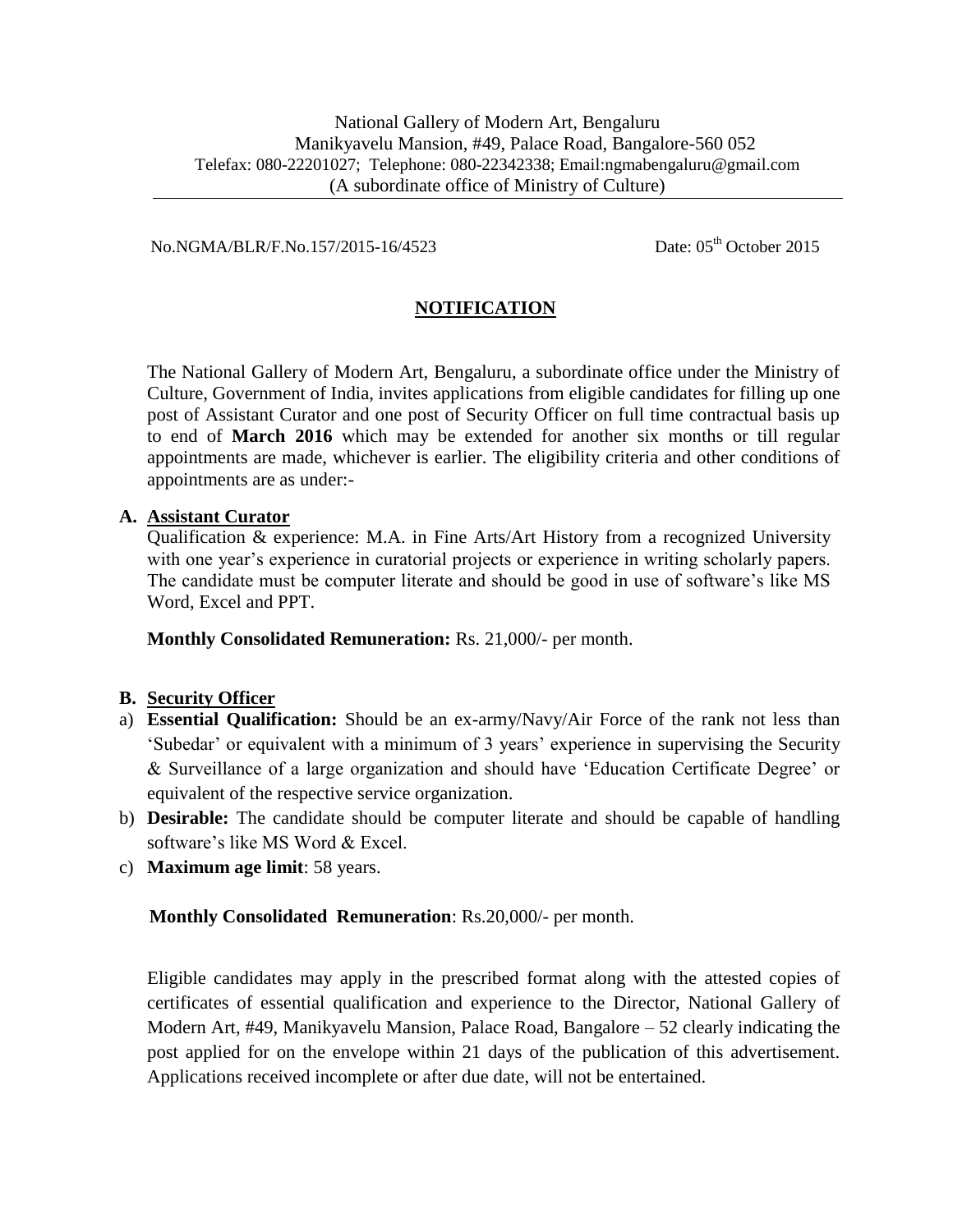National Gallery of Modern Art, Bengaluru
Manikyavelu Mansion, #49, Palace Road, Bangalore-560 052
Telefax: 080-22201027; Telephone: 080-22342338; Email:ngmabengaluru@gmail.com
(A subordinate office of Ministry of Culture)

---

No.NGMA/BLR/F.No.157/2015-16/4523 Date: 05th October 2015

## NOTIFICATION

The National Gallery of Modern Art, Bengaluru, a subordinate office under the Ministry of Culture, Government of India, invites applications from eligible candidates for filling up one post of Assistant Curator and one post of Security Officer on full time contractual basis up to end of **March 2016** which may be extended for another six months or till regular appointments are made, whichever is earlier. The eligibility criteria and other conditions of appointments are as under:-

**A. Assistant Curator**

Qualification & experience: M.A. in Fine Arts/Art History from a recognized University with one year's experience in curatorial projects or experience in writing scholarly papers. The candidate must be computer literate and should be good in use of software's like MS Word, Excel and PPT.

**Monthly Consolidated Remuneration:** Rs. 21,000/- per month.

**B. Security Officer**

a) **Essential Qualification:** Should be an ex-army/Navy/Air Force of the rank not less than 'Subedar' or equivalent with a minimum of 3 years' experience in supervising the Security & Surveillance of a large organization and should have 'Education Certificate Degree' or equivalent of the respective service organization.

b) **Desirable:** The candidate should be computer literate and should be capable of handling software's like MS Word & Excel.

c) **Maximum age limit**: 58 years.

**Monthly Consolidated Remuneration**: Rs.20,000/- per month.

Eligible candidates may apply in the prescribed format along with the attested copies of certificates of essential qualification and experience to the Director, National Gallery of Modern Art, #49, Manikyavelu Mansion, Palace Road, Bangalore – 52 clearly indicating the post applied for on the envelope within 21 days of the publication of this advertisement. Applications received incomplete or after due date, will not be entertained.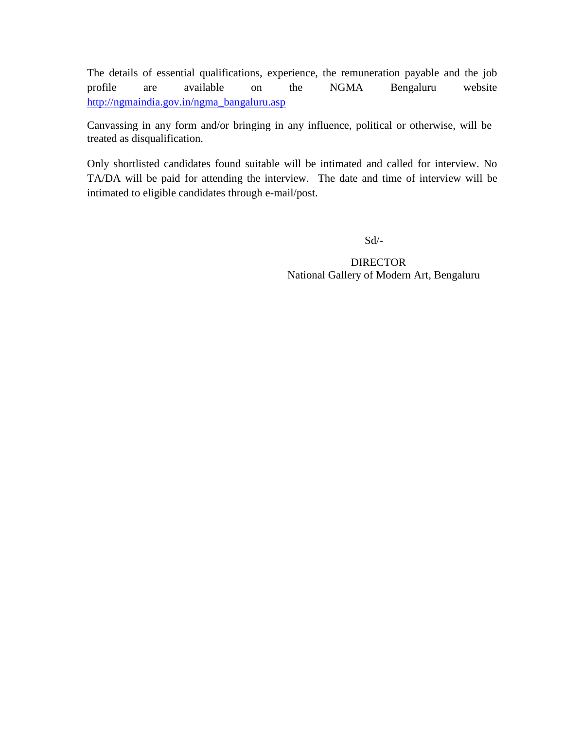The details of essential qualifications, experience, the remuneration payable and the job profile are available on the NGMA Bengaluru website http://ngmaindia.gov.in/ngma_bangaluru.asp

Canvassing in any form and/or bringing in any influence, political or otherwise, will be treated as disqualification.

Only shortlisted candidates found suitable will be intimated and called for interview. No TA/DA will be paid for attending the interview. The date and time of interview will be intimated to eligible candidates through e-mail/post.

Sd/-

DIRECTOR
National Gallery of Modern Art, Bengaluru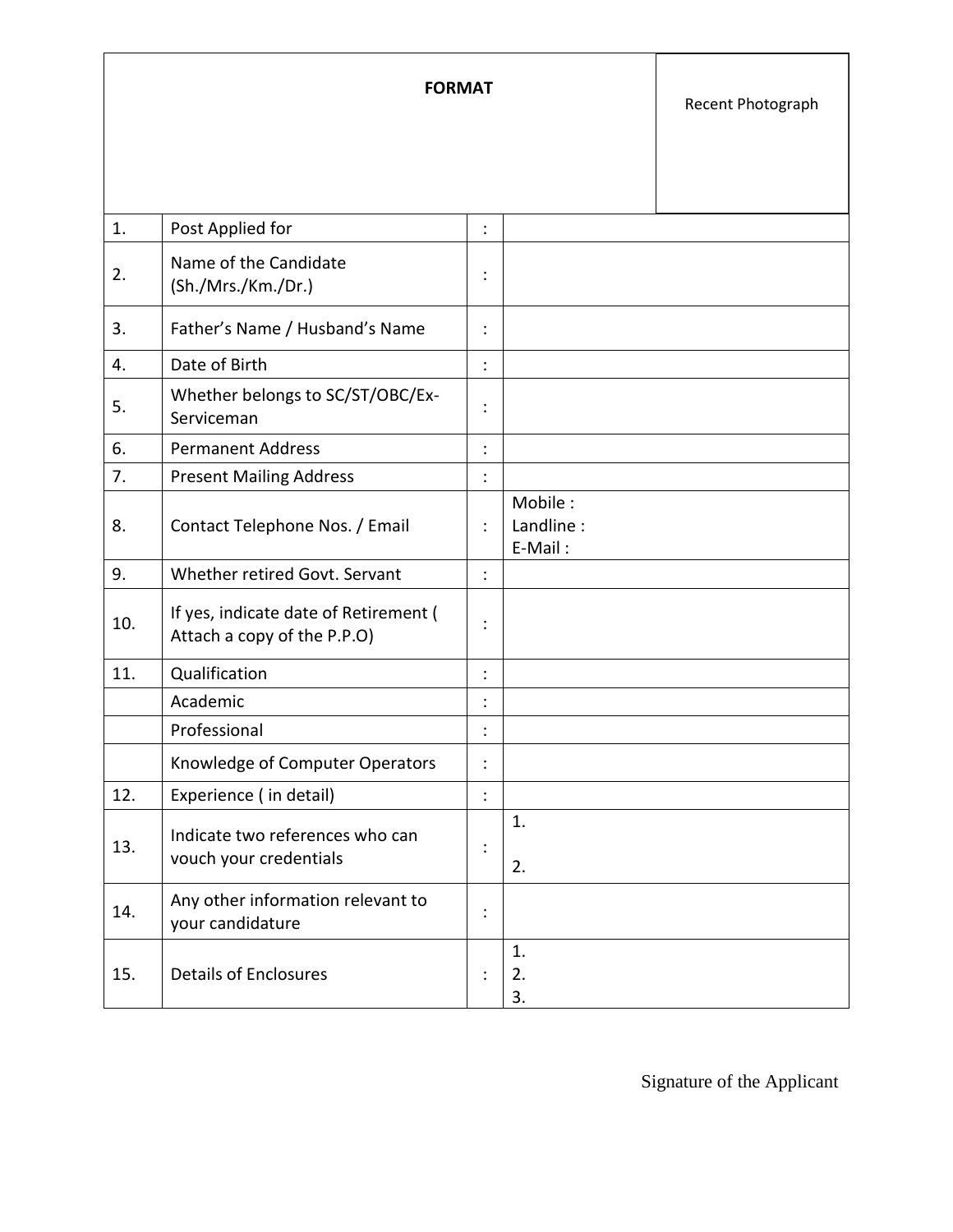**FORMAT**

Recent Photograph

| | | | |
|---|---|---|---|
| 1. | Post Applied for | : | |
| 2. | Name of the Candidate (Sh./Mrs./Km./Dr.) | : | |
| 3. | Father's Name / Husband's Name | : | |
| 4. | Date of Birth | : | |
| 5. | Whether belongs to SC/ST/OBC/Ex-Serviceman | : | |
| 6. | Permanent Address | : | |
| 7. | Present Mailing Address | : | |
| 8. | Contact Telephone Nos. / Email | : | Mobile :<br>Landline :<br>E-Mail : |
| 9. | Whether retired Govt. Servant | : | |
| 10. | If yes, indicate date of Retirement ( Attach a copy of the P.P.O) | : | |
| 11. | Qualification | : | |
| | Academic | : | |
| | Professional | : | |
| | Knowledge of Computer Operators | : | |
| 12. | Experience ( in detail) | : | |
| 13. | Indicate two references who can vouch your credentials | : | 1.<br><br>2. |
| 14. | Any other information relevant to your candidature | : | |
| 15. | Details of Enclosures | : | 1.<br>2.<br>3. |

Signature of the Applicant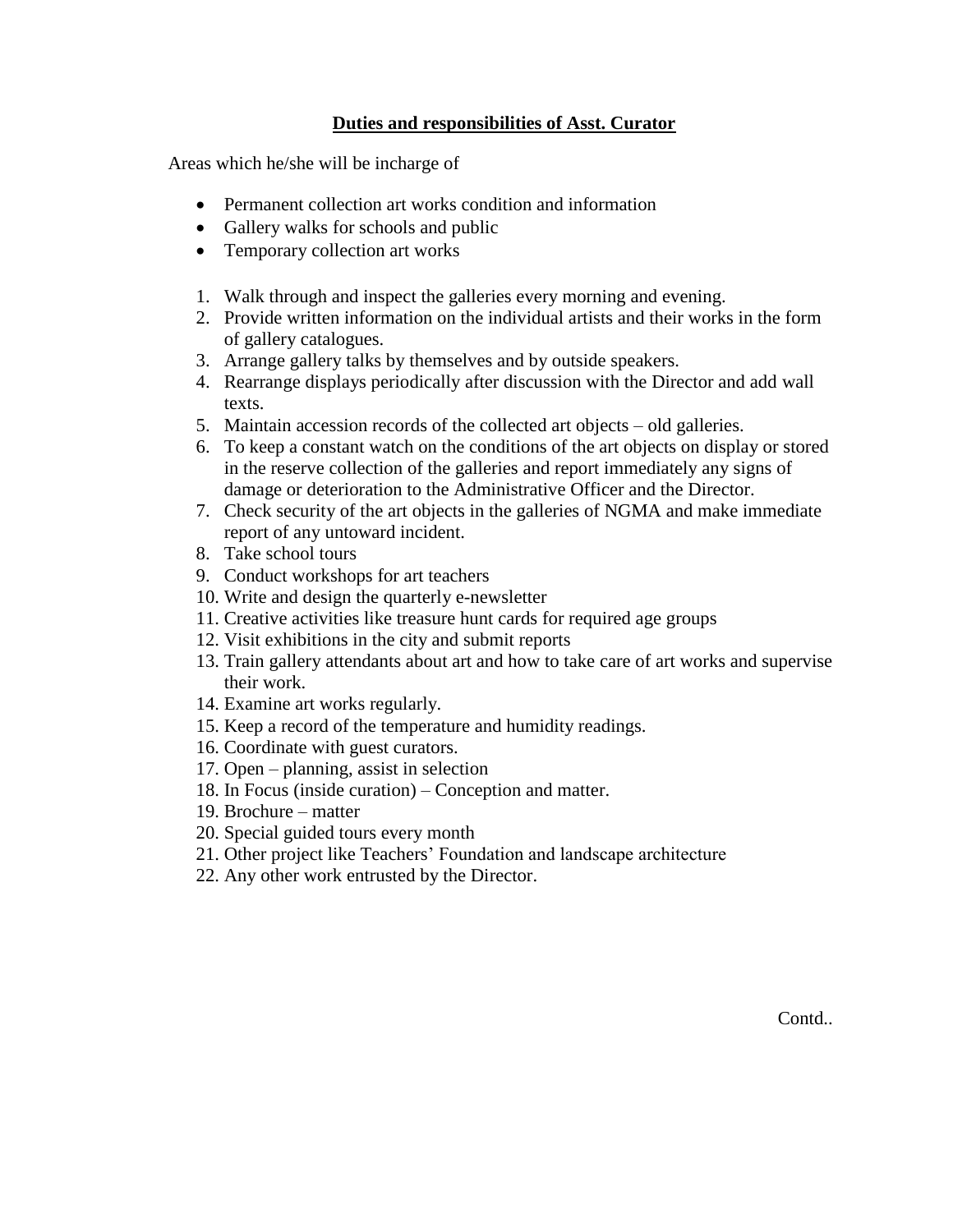## **Duties and responsibilities of Asst. Curator**

Areas which he/she will be incharge of

- Permanent collection art works condition and information
- Gallery walks for schools and public
- Temporary collection art works

1. Walk through and inspect the galleries every morning and evening.
2. Provide written information on the individual artists and their works in the form of gallery catalogues.
3. Arrange gallery talks by themselves and by outside speakers.
4. Rearrange displays periodically after discussion with the Director and add wall texts.
5. Maintain accession records of the collected art objects – old galleries.
6. To keep a constant watch on the conditions of the art objects on display or stored in the reserve collection of the galleries and report immediately any signs of damage or deterioration to the Administrative Officer and the Director.
7. Check security of the art objects in the galleries of NGMA and make immediate report of any untoward incident.
8. Take school tours
9. Conduct workshops for art teachers
10. Write and design the quarterly e-newsletter
11. Creative activities like treasure hunt cards for required age groups
12. Visit exhibitions in the city and submit reports
13. Train gallery attendants about art and how to take care of art works and supervise their work.
14. Examine art works regularly.
15. Keep a record of the temperature and humidity readings.
16. Coordinate with guest curators.
17. Open – planning, assist in selection
18. In Focus (inside curation) – Conception and matter.
19. Brochure – matter
20. Special guided tours every month
21. Other project like Teachers' Foundation and landscape architecture
22. Any other work entrusted by the Director.

Contd..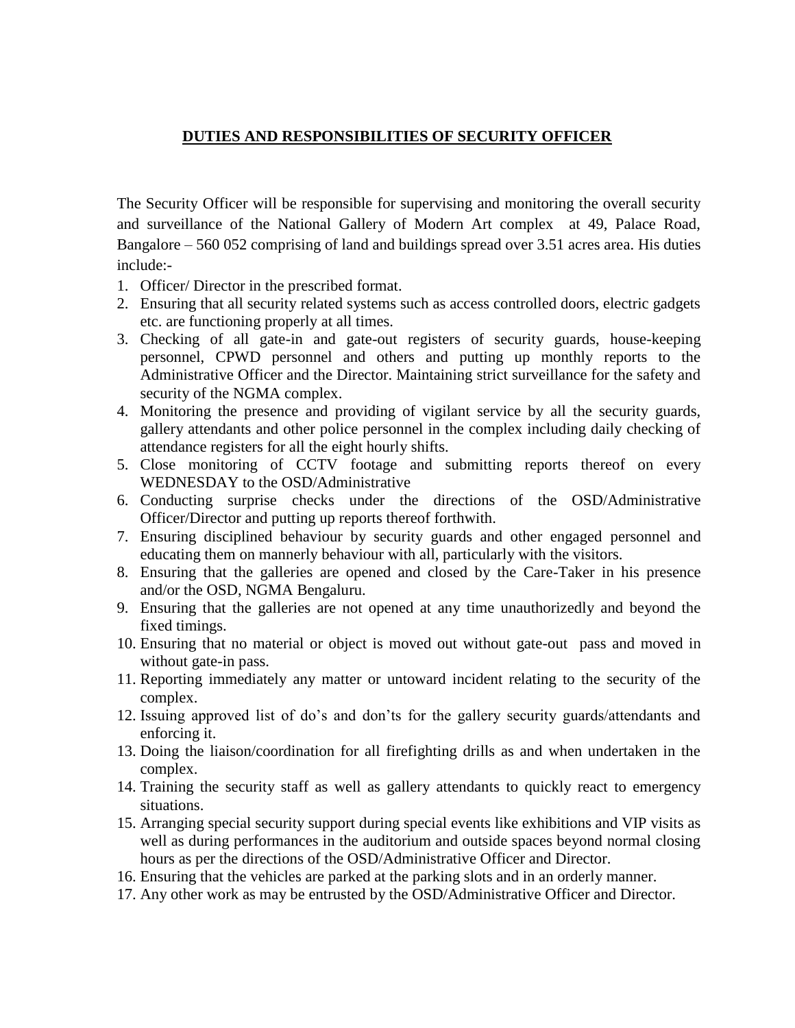## DUTIES AND RESPONSIBILITIES OF SECURITY OFFICER

The Security Officer will be responsible for supervising and monitoring the overall security and surveillance of the National Gallery of Modern Art complex at 49, Palace Road, Bangalore – 560 052 comprising of land and buildings spread over 3.51 acres area. His duties include:-

1. Officer/ Director in the prescribed format.
2. Ensuring that all security related systems such as access controlled doors, electric gadgets etc. are functioning properly at all times.
3. Checking of all gate-in and gate-out registers of security guards, house-keeping personnel, CPWD personnel and others and putting up monthly reports to the Administrative Officer and the Director. Maintaining strict surveillance for the safety and security of the NGMA complex.
4. Monitoring the presence and providing of vigilant service by all the security guards, gallery attendants and other police personnel in the complex including daily checking of attendance registers for all the eight hourly shifts.
5. Close monitoring of CCTV footage and submitting reports thereof on every WEDNESDAY to the OSD/Administrative
6. Conducting surprise checks under the directions of the OSD/Administrative Officer/Director and putting up reports thereof forthwith.
7. Ensuring disciplined behaviour by security guards and other engaged personnel and educating them on mannerly behaviour with all, particularly with the visitors.
8. Ensuring that the galleries are opened and closed by the Care-Taker in his presence and/or the OSD, NGMA Bengaluru.
9. Ensuring that the galleries are not opened at any time unauthorizedly and beyond the fixed timings.
10. Ensuring that no material or object is moved out without gate-out pass and moved in without gate-in pass.
11. Reporting immediately any matter or untoward incident relating to the security of the complex.
12. Issuing approved list of do's and don'ts for the gallery security guards/attendants and enforcing it.
13. Doing the liaison/coordination for all firefighting drills as and when undertaken in the complex.
14. Training the security staff as well as gallery attendants to quickly react to emergency situations.
15. Arranging special security support during special events like exhibitions and VIP visits as well as during performances in the auditorium and outside spaces beyond normal closing hours as per the directions of the OSD/Administrative Officer and Director.
16. Ensuring that the vehicles are parked at the parking slots and in an orderly manner.
17. Any other work as may be entrusted by the OSD/Administrative Officer and Director.